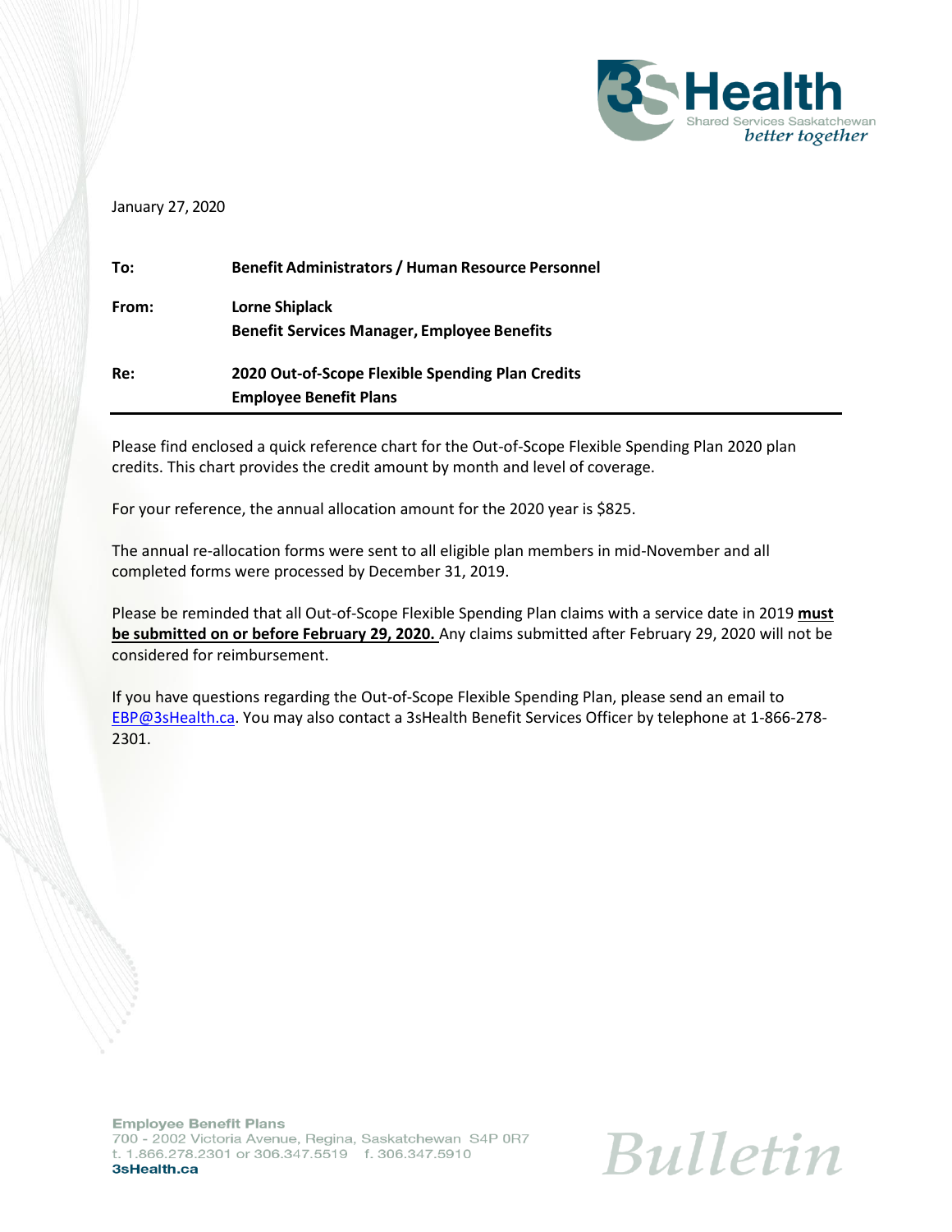3sHealth
Shared Services Saskatchewan
*better together*

January 27, 2020

| | |
|---|---|
| **To:** | **Benefit Administrators / Human Resource Personnel** |
| **From:** | **Lorne Shiplack**<br>**Benefit Services Manager, Employee Benefits** |
| **Re:** | **2020 Out-of-Scope Flexible Spending Plan Credits**<br>**Employee Benefit Plans** |

Please find enclosed a quick reference chart for the Out-of-Scope Flexible Spending Plan 2020 plan credits. This chart provides the credit amount by month and level of coverage.

For your reference, the annual allocation amount for the 2020 year is $825.

The annual re-allocation forms were sent to all eligible plan members in mid-November and all completed forms were processed by December 31, 2019.

Please be reminded that all Out-of-Scope Flexible Spending Plan claims with a service date in 2019 **must be submitted on or before February 29, 2020.** Any claims submitted after February 29, 2020 will not be considered for reimbursement.

If you have questions regarding the Out-of-Scope Flexible Spending Plan, please send an email to EBP@3sHealth.ca. You may also contact a 3sHealth Benefit Services Officer by telephone at 1-866-278-2301.

**Employee Benefit Plans**
700 - 2002 Victoria Avenue, Regina, Saskatchewan S4P 0R7
t. 1.866.278.2301 or 306.347.5519 f. 306.347.5910
**3sHealth.ca**

*Bulletin*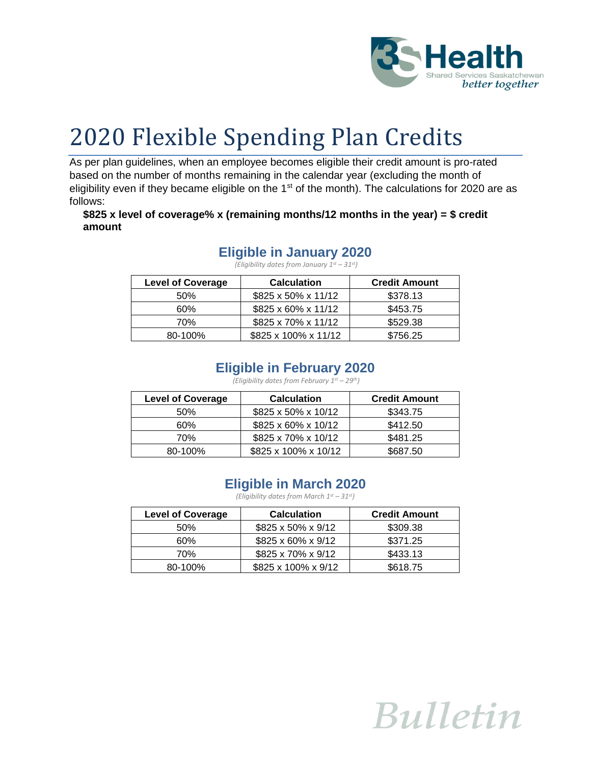# 2020 Flexible Spending Plan Credits

As per plan guidelines, when an employee becomes eligible their credit amount is pro-rated based on the number of months remaining in the calendar year (excluding the month of eligibility even if they became eligible on the 1st of the month). The calculations for 2020 are as follows:

**$825 x level of coverage% x (remaining months/12 months in the year) = $ credit amount**

## Eligible in January 2020

*(Eligibility dates from January 1st – 31st)*

| Level of Coverage | Calculation | Credit Amount |
|---|---|---|
| 50% | $825 x 50% x 11/12 | $378.13 |
| 60% | $825 x 60% x 11/12 | $453.75 |
| 70% | $825 x 70% x 11/12 | $529.38 |
| 80-100% | $825 x 100% x 11/12 | $756.25 |

## Eligible in February 2020

*(Eligibility dates from February 1st – 29th)*

| Level of Coverage | Calculation | Credit Amount |
|---|---|---|
| 50% | $825 x 50% x 10/12 | $343.75 |
| 60% | $825 x 60% x 10/12 | $412.50 |
| 70% | $825 x 70% x 10/12 | $481.25 |
| 80-100% | $825 x 100% x 10/12 | $687.50 |

## Eligible in March 2020

*(Eligibility dates from March 1st – 31st)*

| Level of Coverage | Calculation | Credit Amount |
|---|---|---|
| 50% | $825 x 50% x 9/12 | $309.38 |
| 60% | $825 x 60% x 9/12 | $371.25 |
| 70% | $825 x 70% x 9/12 | $433.13 |
| 80-100% | $825 x 100% x 9/12 | $618.75 |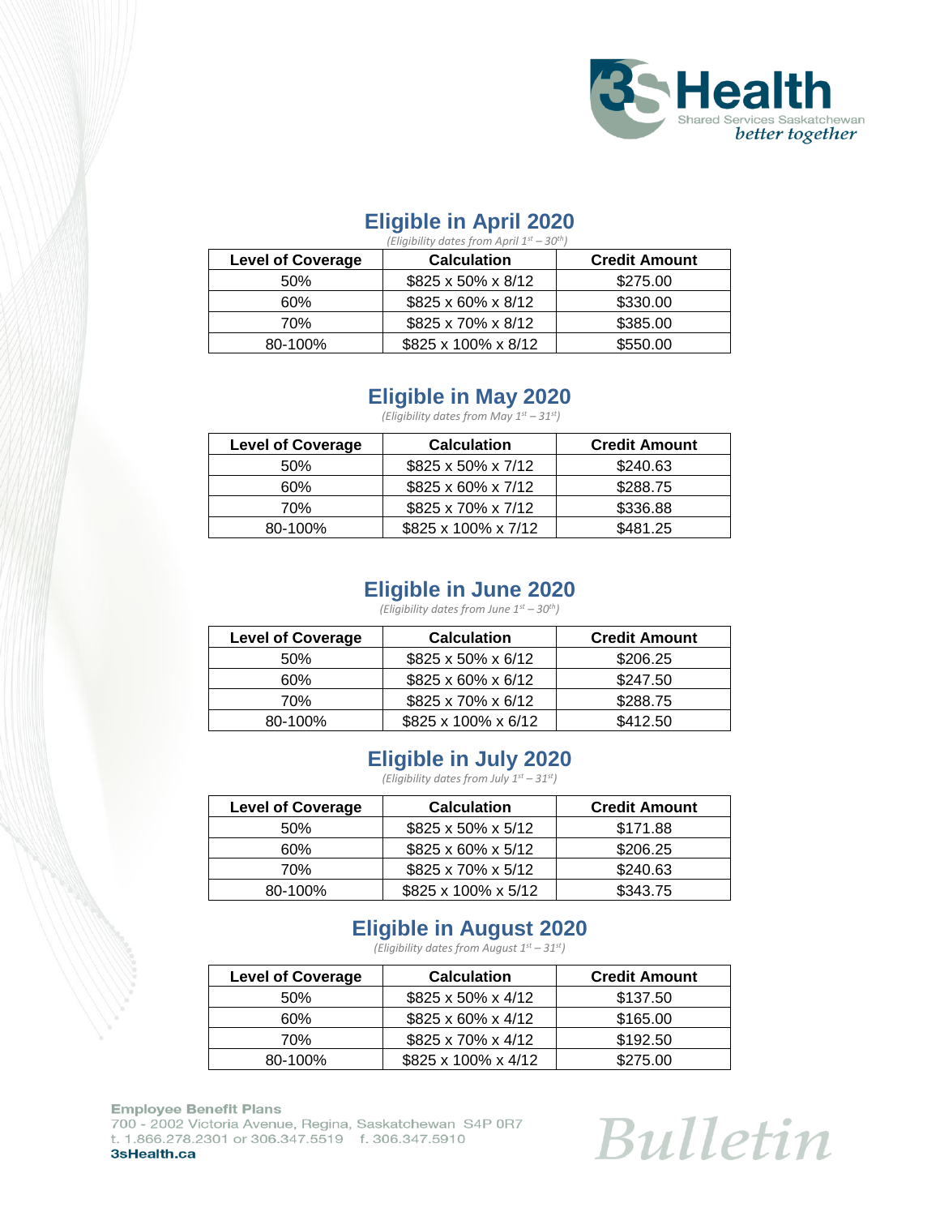## Eligible in April 2020

*(Eligibility dates from April 1st – 30th)*

| Level of Coverage | Calculation | Credit Amount |
|---|---|---|
| 50% | $825 x 50% x 8/12 | $275.00 |
| 60% | $825 x 60% x 8/12 | $330.00 |
| 70% | $825 x 70% x 8/12 | $385.00 |
| 80-100% | $825 x 100% x 8/12 | $550.00 |

## Eligible in May 2020

*(Eligibility dates from May 1st – 31st)*

| Level of Coverage | Calculation | Credit Amount |
|---|---|---|
| 50% | $825 x 50% x 7/12 | $240.63 |
| 60% | $825 x 60% x 7/12 | $288.75 |
| 70% | $825 x 70% x 7/12 | $336.88 |
| 80-100% | $825 x 100% x 7/12 | $481.25 |

## Eligible in June 2020

*(Eligibility dates from June 1st – 30th)*

| Level of Coverage | Calculation | Credit Amount |
|---|---|---|
| 50% | $825 x 50% x 6/12 | $206.25 |
| 60% | $825 x 60% x 6/12 | $247.50 |
| 70% | $825 x 70% x 6/12 | $288.75 |
| 80-100% | $825 x 100% x 6/12 | $412.50 |

## Eligible in July 2020

*(Eligibility dates from July 1st – 31st)*

| Level of Coverage | Calculation | Credit Amount |
|---|---|---|
| 50% | $825 x 50% x 5/12 | $171.88 |
| 60% | $825 x 60% x 5/12 | $206.25 |
| 70% | $825 x 70% x 5/12 | $240.63 |
| 80-100% | $825 x 100% x 5/12 | $343.75 |

## Eligible in August 2020

*(Eligibility dates from August 1st – 31st)*

| Level of Coverage | Calculation | Credit Amount |
|---|---|---|
| 50% | $825 x 50% x 4/12 | $137.50 |
| 60% | $825 x 60% x 4/12 | $165.00 |
| 70% | $825 x 70% x 4/12 | $192.50 |
| 80-100% | $825 x 100% x 4/12 | $275.00 |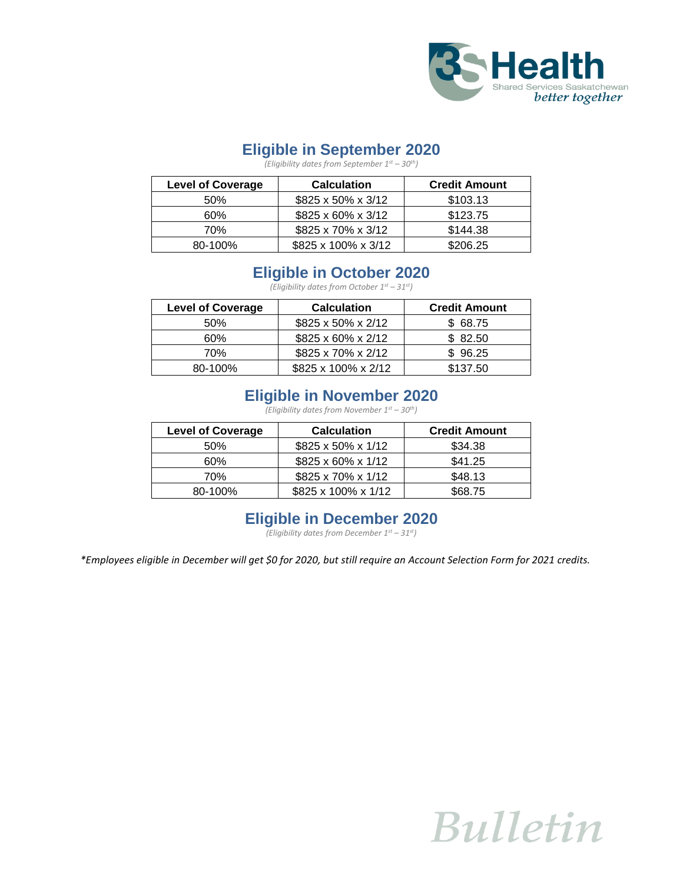## Eligible in September 2020

*(Eligibility dates from September 1st – 30th)*

| Level of Coverage | Calculation | Credit Amount |
|---|---|---|
| 50% | $825 x 50% x 3/12 | $103.13 |
| 60% | $825 x 60% x 3/12 | $123.75 |
| 70% | $825 x 70% x 3/12 | $144.38 |
| 80-100% | $825 x 100% x 3/12 | $206.25 |

## Eligible in October 2020

*(Eligibility dates from October 1st – 31st)*

| Level of Coverage | Calculation | Credit Amount |
|---|---|---|
| 50% | $825 x 50% x 2/12 | $ 68.75 |
| 60% | $825 x 60% x 2/12 | $ 82.50 |
| 70% | $825 x 70% x 2/12 | $ 96.25 |
| 80-100% | $825 x 100% x 2/12 | $137.50 |

## Eligible in November 2020

*(Eligibility dates from November 1st – 30th)*

| Level of Coverage | Calculation | Credit Amount |
|---|---|---|
| 50% | $825 x 50% x 1/12 | $34.38 |
| 60% | $825 x 60% x 1/12 | $41.25 |
| 70% | $825 x 70% x 1/12 | $48.13 |
| 80-100% | $825 x 100% x 1/12 | $68.75 |

## Eligible in December 2020

*(Eligibility dates from December 1st – 31st)*

*\*Employees eligible in December will get $0 for 2020, but still require an Account Selection Form for 2021 credits.*